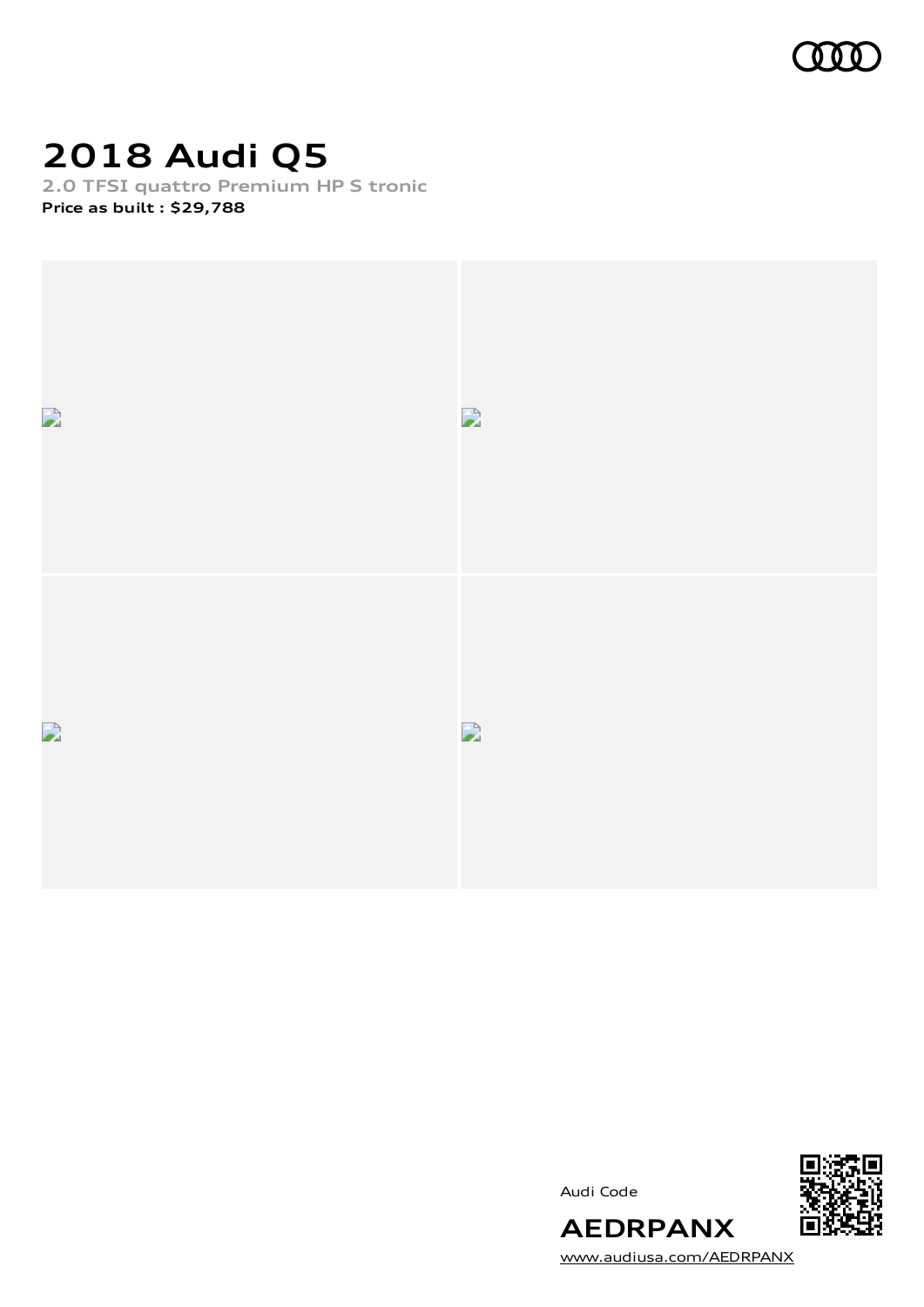# 2018 Audi Q5

2.0 TFSI quattro Premium HP S tronic

**Price as built : $29,788**

Audi Code

**AEDRPANX**

www.audiusa.com/AEDRPANX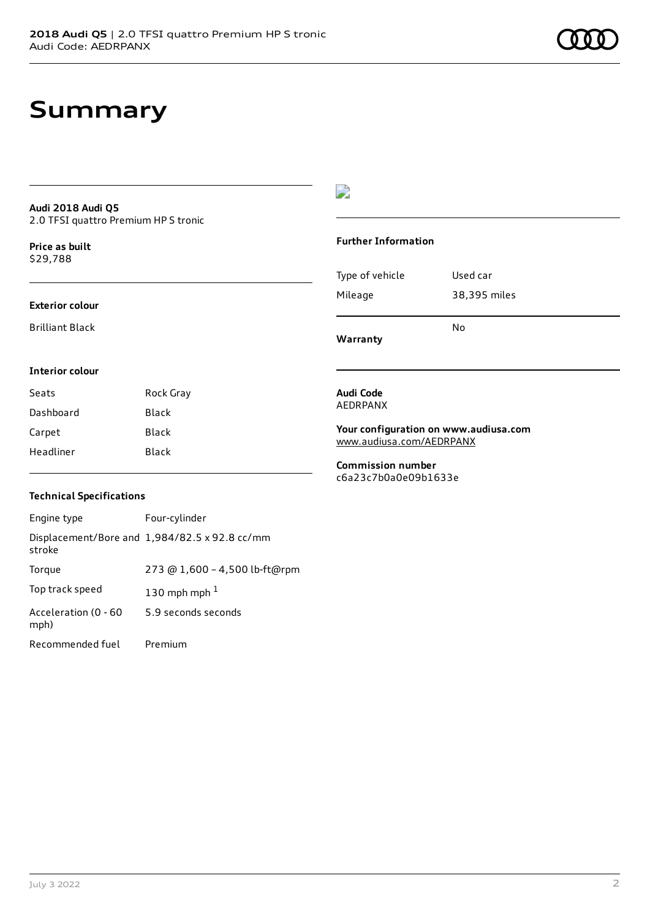# Summary

**Audi 2018 Audi Q5**
2.0 TFSI quattro Premium HP S tronic

**Price as built**
$29,788

**Exterior colour**

Brilliant Black

**Interior colour**

| Seats | Rock Gray |
| --- | --- |
| Dashboard | Black |
| Carpet | Black |
| Headliner | Black |

**Technical Specifications**

| Engine type | Four-cylinder |
| --- | --- |
| Displacement/Bore and stroke | 1,984/82.5 x 92.8 cc/mm |
| Torque | 273 @ 1,600 – 4,500 lb-ft@rpm |
| Top track speed | 130 mph mph [1] |
| Acceleration (0 - 60 mph) | 5.9 seconds seconds |
| Recommended fuel | Premium |

**Further Information**

| Type of vehicle | Used car |
| --- | --- |
| Mileage | 38,395 miles |
| **Warranty** | No |

**Audi Code**
AEDRPANX

**Your configuration on www.audiusa.com**
www.audiusa.com/AEDRPANX

**Commission number**
c6a23c7b0a0e09b1633e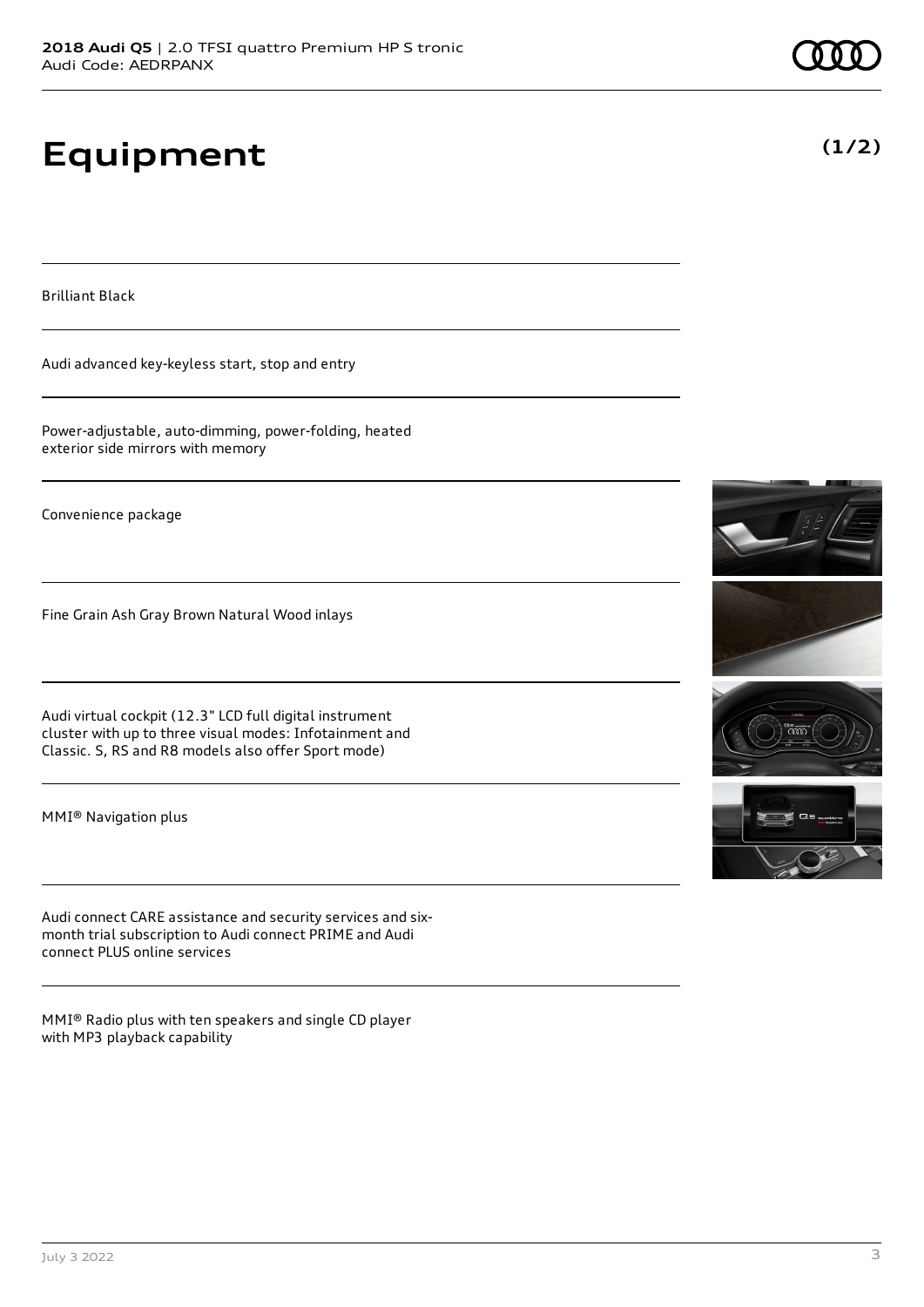# Equipment

(1/2)

Brilliant Black

Audi advanced key-keyless start, stop and entry

Power-adjustable, auto-dimming, power-folding, heated exterior side mirrors with memory

Convenience package

Fine Grain Ash Gray Brown Natural Wood inlays

Audi virtual cockpit (12.3" LCD full digital instrument cluster with up to three visual modes: Infotainment and Classic. S, RS and R8 models also offer Sport mode)

MMI® Navigation plus

Audi connect CARE assistance and security services and six-month trial subscription to Audi connect PRIME and Audi connect PLUS online services

MMI® Radio plus with ten speakers and single CD player with MP3 playback capability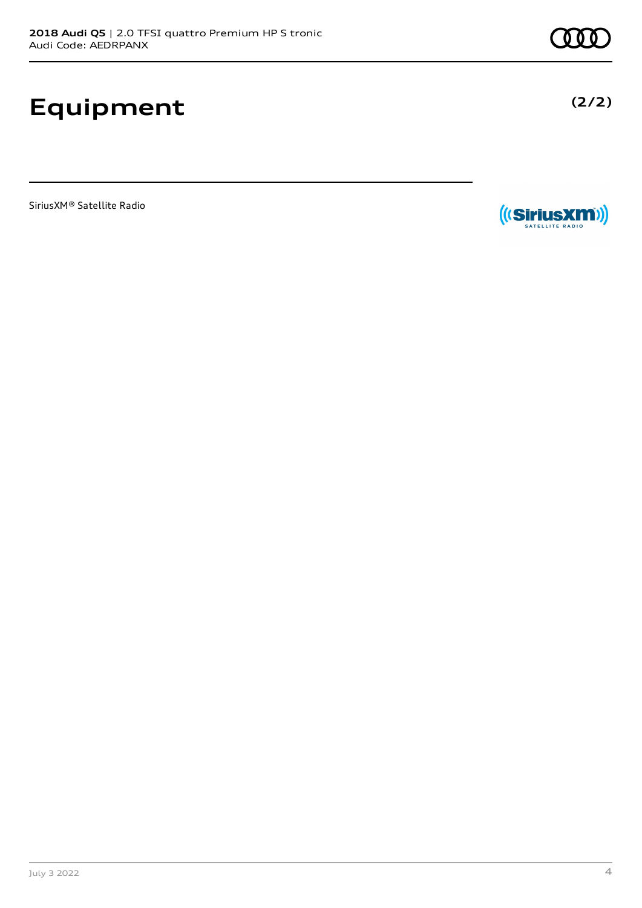# Equipment

(2/2)

SiriusXM® Satellite Radio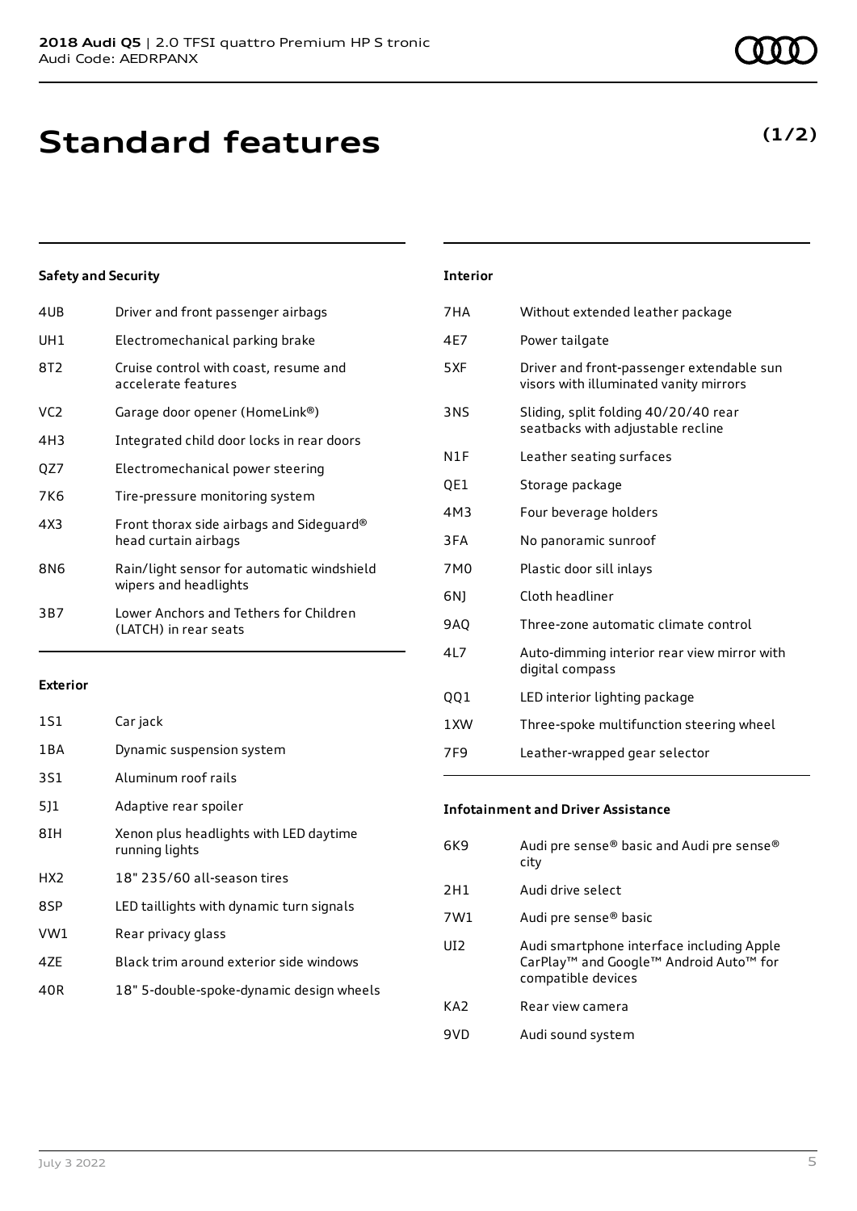# Standard features

**(1/2)**

### Safety and Security

| | |
|---|---|
| 4UB | Driver and front passenger airbags |
| UH1 | Electromechanical parking brake |
| 8T2 | Cruise control with coast, resume and accelerate features |
| VC2 | Garage door opener (HomeLink®) |
| 4H3 | Integrated child door locks in rear doors |
| QZ7 | Electromechanical power steering |
| 7K6 | Tire-pressure monitoring system |
| 4X3 | Front thorax side airbags and Sideguard® head curtain airbags |
| 8N6 | Rain/light sensor for automatic windshield wipers and headlights |
| 3B7 | Lower Anchors and Tethers for Children (LATCH) in rear seats |

### Exterior

| | |
|---|---|
| 1S1 | Car jack |
| 1BA | Dynamic suspension system |
| 3S1 | Aluminum roof rails |
| 5J1 | Adaptive rear spoiler |
| 8IH | Xenon plus headlights with LED daytime running lights |
| HX2 | 18" 235/60 all-season tires |
| 8SP | LED taillights with dynamic turn signals |
| VW1 | Rear privacy glass |
| 4ZE | Black trim around exterior side windows |
| 40R | 18" 5-double-spoke-dynamic design wheels |

### Interior

| | |
|---|---|
| 7HA | Without extended leather package |
| 4E7 | Power tailgate |
| 5XF | Driver and front-passenger extendable sun visors with illuminated vanity mirrors |
| 3NS | Sliding, split folding 40/20/40 rear seatbacks with adjustable recline |
| N1F | Leather seating surfaces |
| QE1 | Storage package |
| 4M3 | Four beverage holders |
| 3FA | No panoramic sunroof |
| 7M0 | Plastic door sill inlays |
| 6NJ | Cloth headliner |
| 9AQ | Three-zone automatic climate control |
| 4L7 | Auto-dimming interior rear view mirror with digital compass |
| QQ1 | LED interior lighting package |
| 1XW | Three-spoke multifunction steering wheel |
| 7F9 | Leather-wrapped gear selector |

### Infotainment and Driver Assistance

| | |
|---|---|
| 6K9 | Audi pre sense® basic and Audi pre sense® city |
| 2H1 | Audi drive select |
| 7W1 | Audi pre sense® basic |
| UI2 | Audi smartphone interface including Apple CarPlay™ and Google™ Android Auto™ for compatible devices |
| KA2 | Rear view camera |
| 9VD | Audi sound system |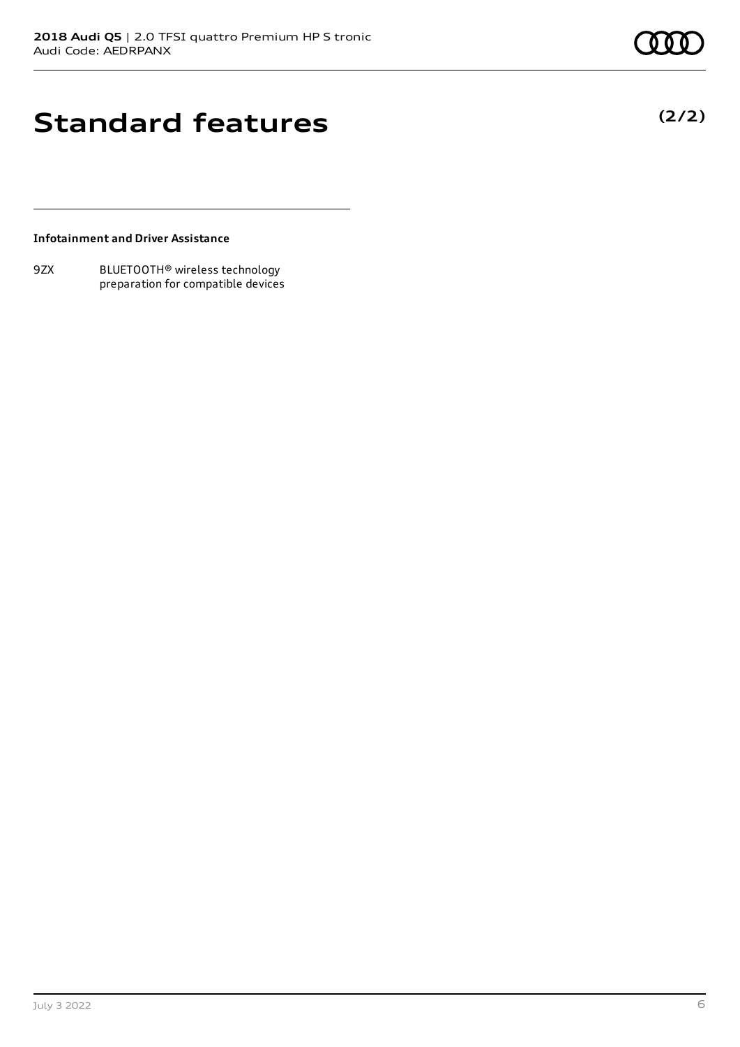# Standard features

**(2/2)**

**Infotainment and Driver Assistance**

| | |
|---|---|
| 9ZX | BLUETOOTH® wireless technology preparation for compatible devices |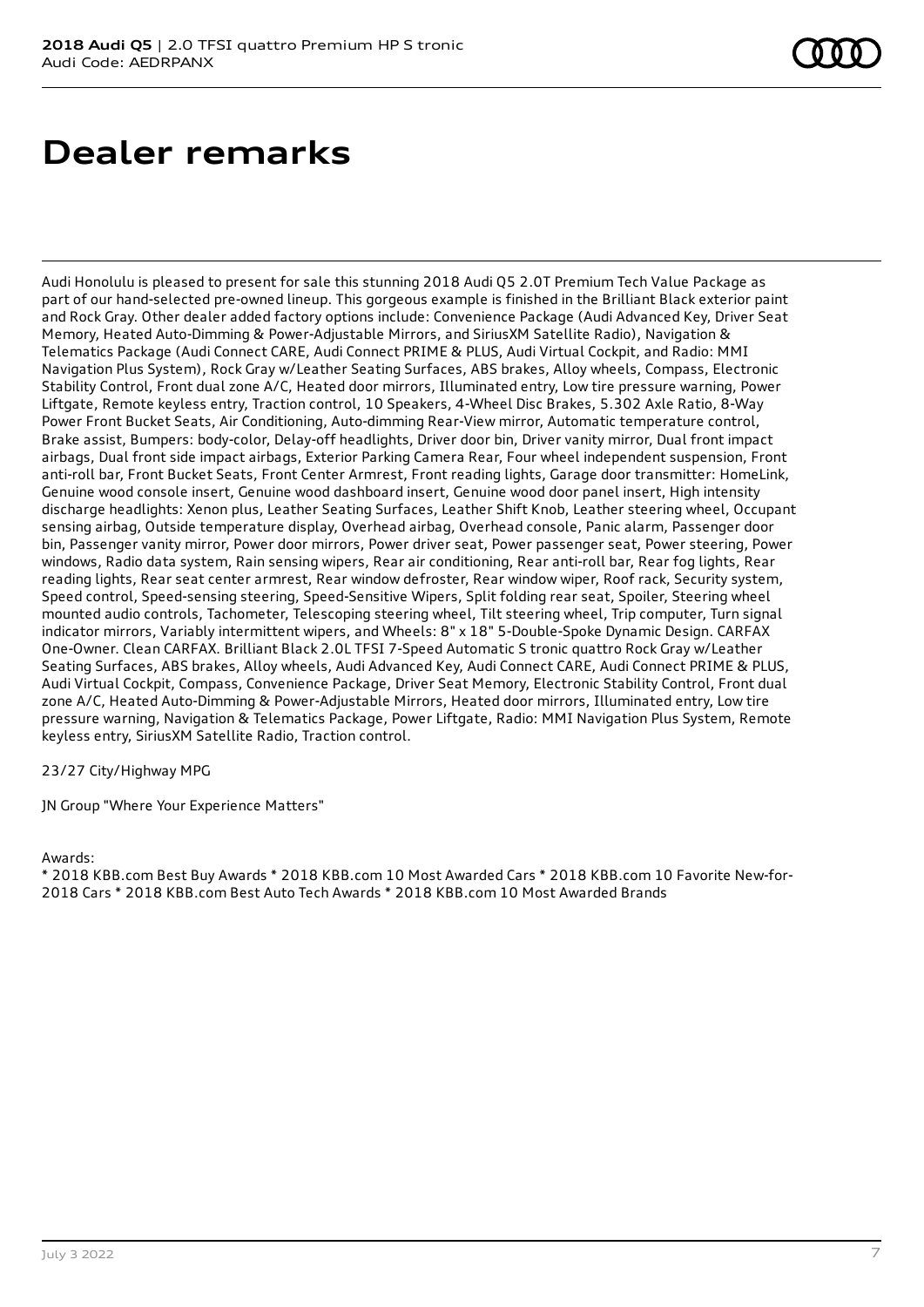# Dealer remarks

Audi Honolulu is pleased to present for sale this stunning 2018 Audi Q5 2.0T Premium Tech Value Package as part of our hand-selected pre-owned lineup. This gorgeous example is finished in the Brilliant Black exterior paint and Rock Gray. Other dealer added factory options include: Convenience Package (Audi Advanced Key, Driver Seat Memory, Heated Auto-Dimming & Power-Adjustable Mirrors, and SiriusXM Satellite Radio), Navigation & Telematics Package (Audi Connect CARE, Audi Connect PRIME & PLUS, Audi Virtual Cockpit, and Radio: MMI Navigation Plus System), Rock Gray w/Leather Seating Surfaces, ABS brakes, Alloy wheels, Compass, Electronic Stability Control, Front dual zone A/C, Heated door mirrors, Illuminated entry, Low tire pressure warning, Power Liftgate, Remote keyless entry, Traction control, 10 Speakers, 4-Wheel Disc Brakes, 5.302 Axle Ratio, 8-Way Power Front Bucket Seats, Air Conditioning, Auto-dimming Rear-View mirror, Automatic temperature control, Brake assist, Bumpers: body-color, Delay-off headlights, Driver door bin, Driver vanity mirror, Dual front impact airbags, Dual front side impact airbags, Exterior Parking Camera Rear, Four wheel independent suspension, Front anti-roll bar, Front Bucket Seats, Front Center Armrest, Front reading lights, Garage door transmitter: HomeLink, Genuine wood console insert, Genuine wood dashboard insert, Genuine wood door panel insert, High intensity discharge headlights: Xenon plus, Leather Seating Surfaces, Leather Shift Knob, Leather steering wheel, Occupant sensing airbag, Outside temperature display, Overhead airbag, Overhead console, Panic alarm, Passenger door bin, Passenger vanity mirror, Power door mirrors, Power driver seat, Power passenger seat, Power steering, Power windows, Radio data system, Rain sensing wipers, Rear air conditioning, Rear anti-roll bar, Rear fog lights, Rear reading lights, Rear seat center armrest, Rear window defroster, Rear window wiper, Roof rack, Security system, Speed control, Speed-sensing steering, Speed-Sensitive Wipers, Split folding rear seat, Spoiler, Steering wheel mounted audio controls, Tachometer, Telescoping steering wheel, Tilt steering wheel, Trip computer, Turn signal indicator mirrors, Variably intermittent wipers, and Wheels: 8" x 18" 5-Double-Spoke Dynamic Design. CARFAX One-Owner. Clean CARFAX. Brilliant Black 2.0L TFSI 7-Speed Automatic S tronic quattro Rock Gray w/Leather Seating Surfaces, ABS brakes, Alloy wheels, Audi Advanced Key, Audi Connect CARE, Audi Connect PRIME & PLUS, Audi Virtual Cockpit, Compass, Convenience Package, Driver Seat Memory, Electronic Stability Control, Front dual zone A/C, Heated Auto-Dimming & Power-Adjustable Mirrors, Heated door mirrors, Illuminated entry, Low tire pressure warning, Navigation & Telematics Package, Power Liftgate, Radio: MMI Navigation Plus System, Remote keyless entry, SiriusXM Satellite Radio, Traction control.

23/27 City/Highway MPG

JN Group "Where Your Experience Matters"

Awards:
* 2018 KBB.com Best Buy Awards * 2018 KBB.com 10 Most Awarded Cars * 2018 KBB.com 10 Favorite New-for-2018 Cars * 2018 KBB.com Best Auto Tech Awards * 2018 KBB.com 10 Most Awarded Brands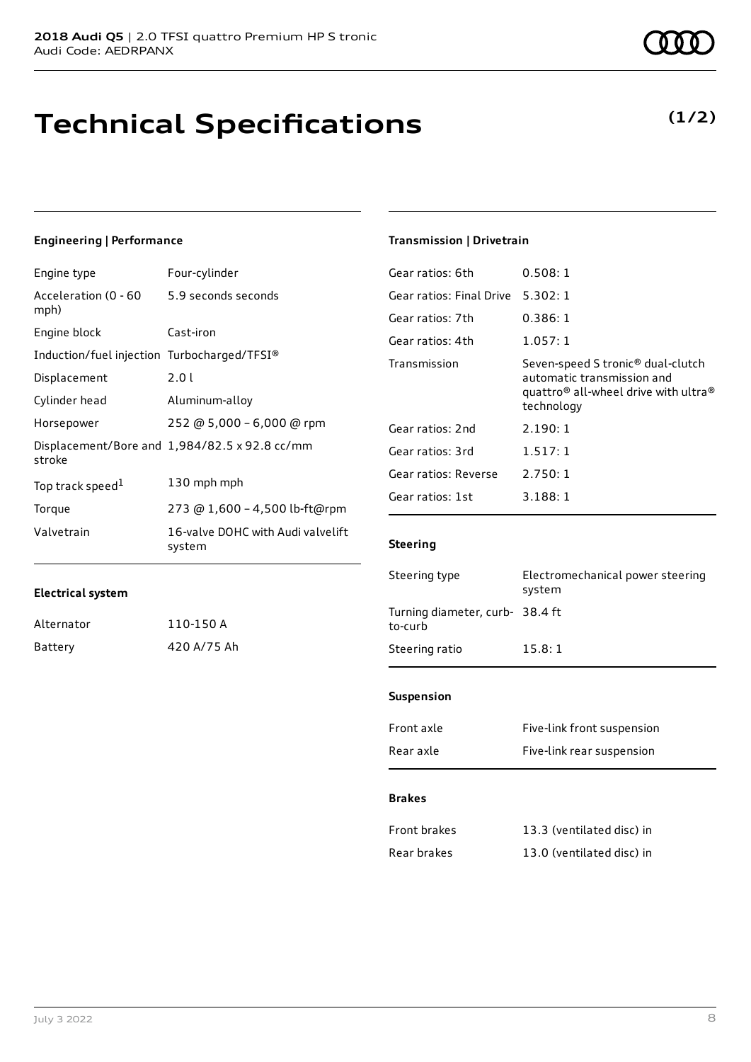# Technical Specifications

**(1/2)**

### Engineering | Performance

| | |
|---|---|
| Engine type | Four-cylinder |
| Acceleration (0 - 60 mph) | 5.9 seconds seconds |
| Engine block | Cast-iron |
| Induction/fuel injection | Turbocharged/TFSI® |
| Displacement | 2.0 l |
| Cylinder head | Aluminum-alloy |
| Horsepower | 252 @ 5,000 - 6,000 @ rpm |
| Displacement/Bore and stroke | 1,984/82.5 x 92.8 cc/mm |
| Top track speed[1] | 130 mph mph |
| Torque | 273 @ 1,600 - 4,500 lb-ft@rpm |
| Valvetrain | 16-valve DOHC with Audi valvelift system |

### Electrical system

| | |
|---|---|
| Alternator | 110-150 A |
| Battery | 420 A/75 Ah |

### Transmission | Drivetrain

| | |
|---|---|
| Gear ratios: 6th | 0.508: 1 |
| Gear ratios: Final Drive | 5.302: 1 |
| Gear ratios: 7th | 0.386: 1 |
| Gear ratios: 4th | 1.057: 1 |
| Transmission | Seven-speed S tronic® dual-clutch automatic transmission and quattro® all-wheel drive with ultra® technology |
| Gear ratios: 2nd | 2.190: 1 |
| Gear ratios: 3rd | 1.517: 1 |
| Gear ratios: Reverse | 2.750: 1 |
| Gear ratios: 1st | 3.188: 1 |

### Steering

| | |
|---|---|
| Steering type | Electromechanical power steering system |
| Turning diameter, curb-to-curb | 38.4 ft |
| Steering ratio | 15.8: 1 |

### Suspension

| | |
|---|---|
| Front axle | Five-link front suspension |
| Rear axle | Five-link rear suspension |

### Brakes

| | |
|---|---|
| Front brakes | 13.3 (ventilated disc) in |
| Rear brakes | 13.0 (ventilated disc) in |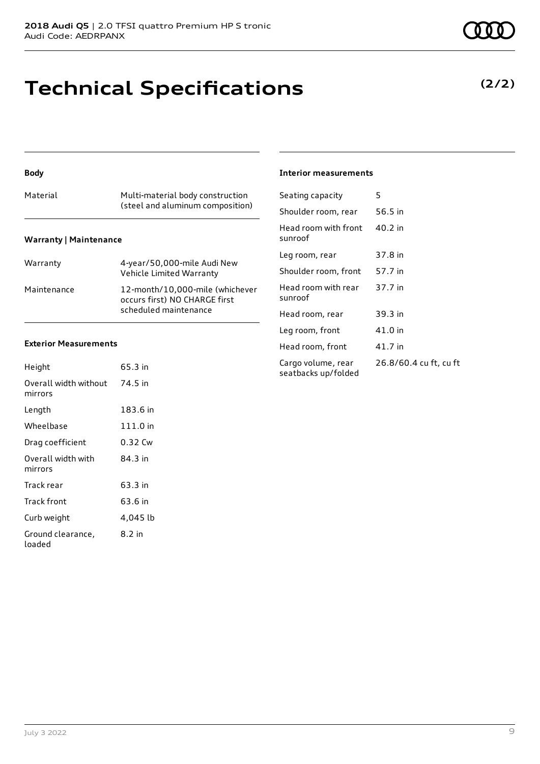# Technical Specifications

**(2/2)**

### Body

| | |
|---|---|
| Material | Multi-material body construction (steel and aluminum composition) |

### Warranty | Maintenance

| | |
|---|---|
| Warranty | 4-year/50,000-mile Audi New Vehicle Limited Warranty |
| Maintenance | 12-month/10,000-mile (whichever occurs first) NO CHARGE first scheduled maintenance |

### Exterior Measurements

| | |
|---|---|
| Height | 65.3 in |
| Overall width without mirrors | 74.5 in |
| Length | 183.6 in |
| Wheelbase | 111.0 in |
| Drag coefficient | 0.32 Cw |
| Overall width with mirrors | 84.3 in |
| Track rear | 63.3 in |
| Track front | 63.6 in |
| Curb weight | 4,045 lb |
| Ground clearance, loaded | 8.2 in |

### Interior measurements

| | |
|---|---|
| Seating capacity | 5 |
| Shoulder room, rear | 56.5 in |
| Head room with front sunroof | 40.2 in |
| Leg room, rear | 37.8 in |
| Shoulder room, front | 57.7 in |
| Head room with rear sunroof | 37.7 in |
| Head room, rear | 39.3 in |
| Leg room, front | 41.0 in |
| Head room, front | 41.7 in |
| Cargo volume, rear seatbacks up/folded | 26.8/60.4 cu ft, cu ft |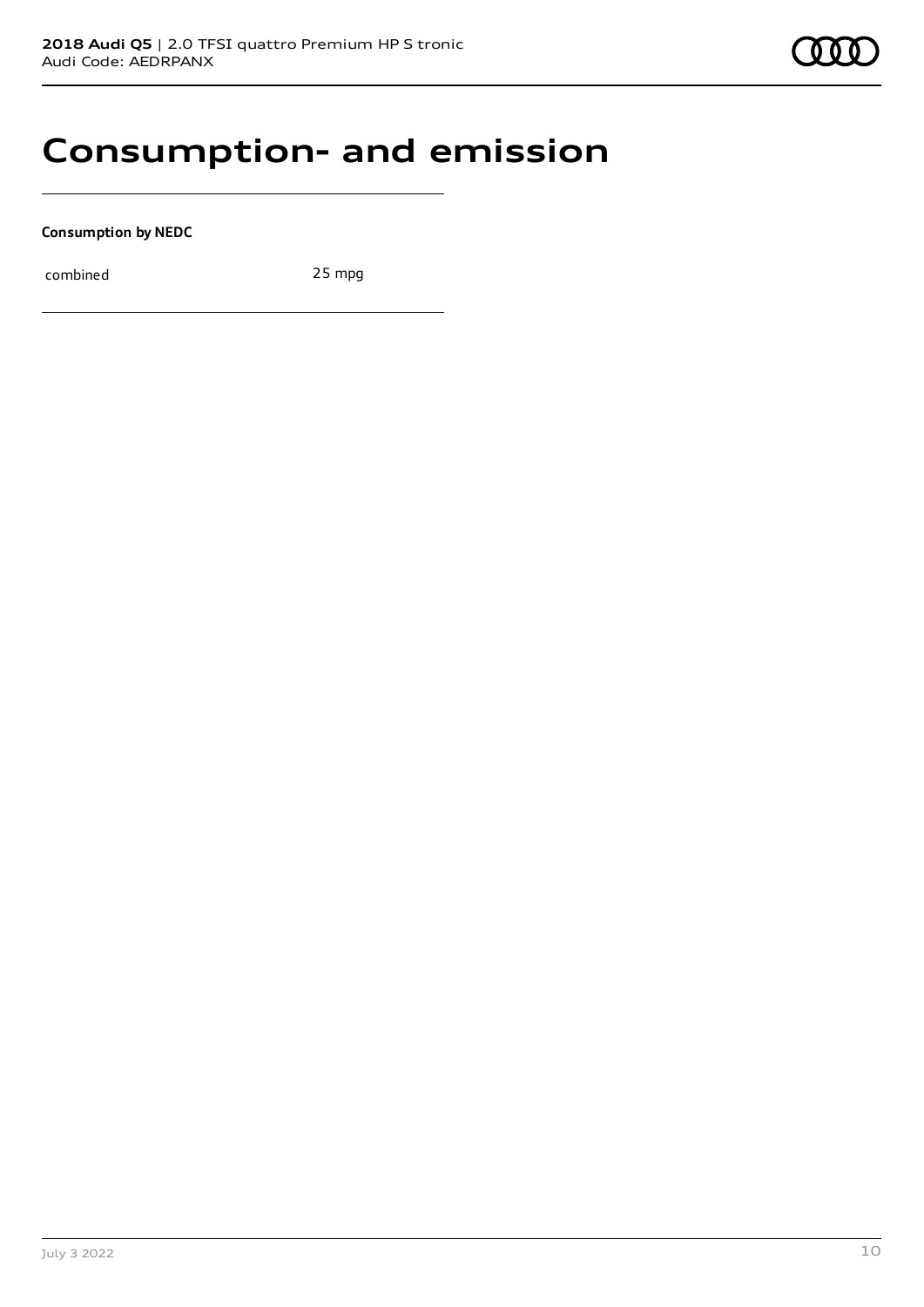# Consumption- and emission

**Consumption by NEDC**

| combined | 25 mpg |
| --- | --- |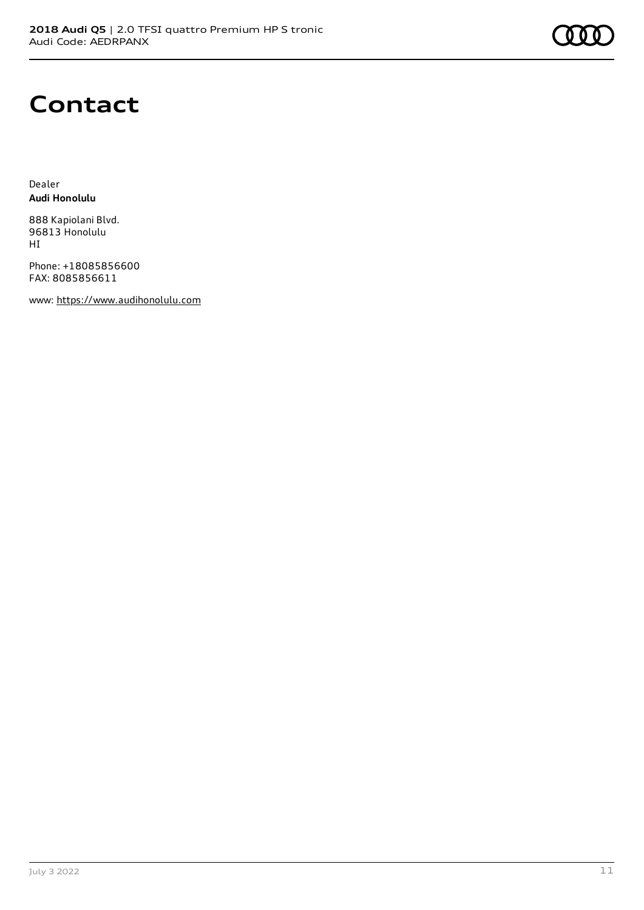# Contact

Dealer
**Audi Honolulu**

888 Kapiolani Blvd.
96813 Honolulu
HI

Phone: +18085856600
FAX: 8085856611

www: https://www.audihonolulu.com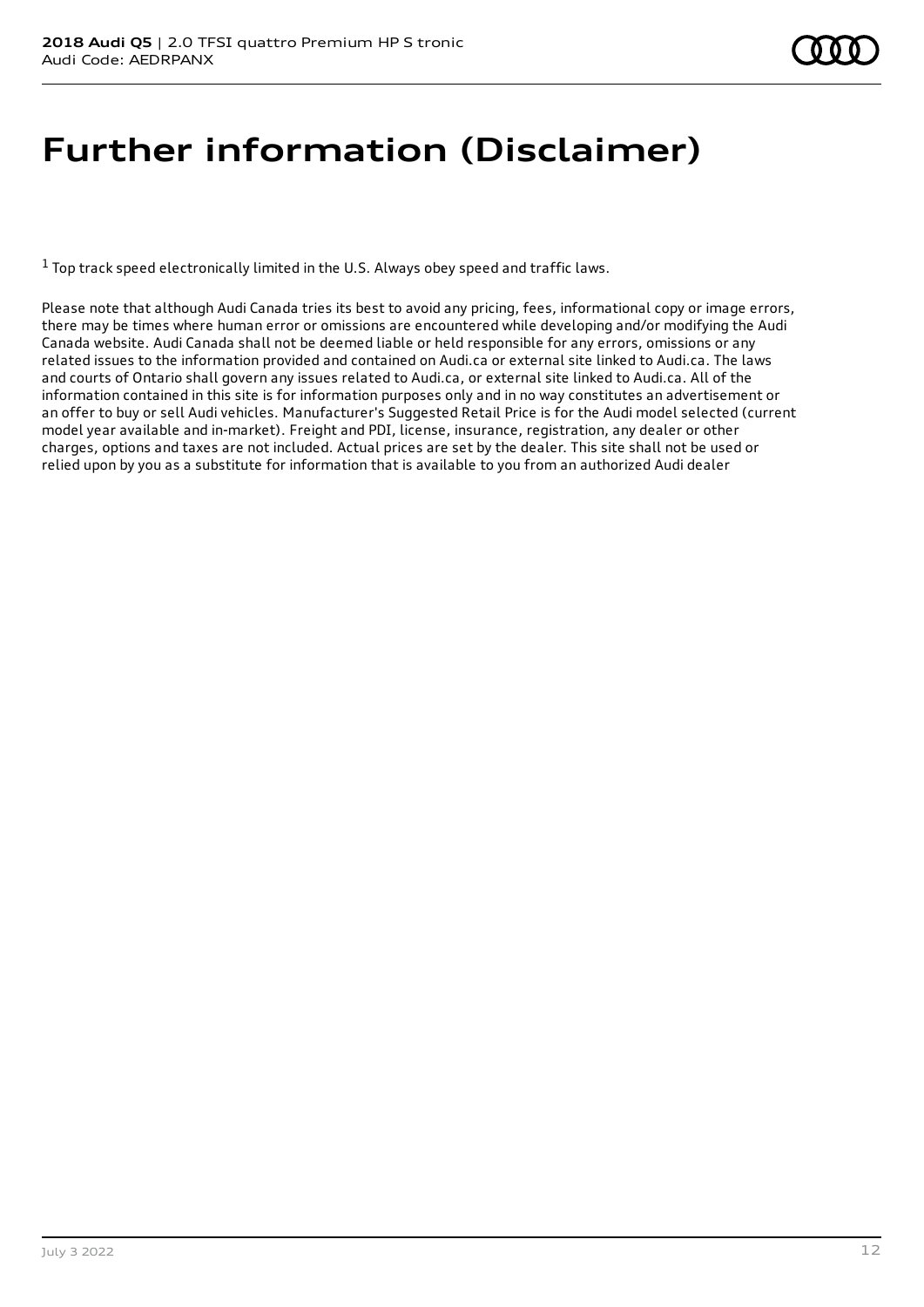# Further information (Disclaimer)

[1] Top track speed electronically limited in the U.S. Always obey speed and traffic laws.

Please note that although Audi Canada tries its best to avoid any pricing, fees, informational copy or image errors, there may be times where human error or omissions are encountered while developing and/or modifying the Audi Canada website. Audi Canada shall not be deemed liable or held responsible for any errors, omissions or any related issues to the information provided and contained on Audi.ca or external site linked to Audi.ca. The laws and courts of Ontario shall govern any issues related to Audi.ca, or external site linked to Audi.ca. All of the information contained in this site is for information purposes only and in no way constitutes an advertisement or an offer to buy or sell Audi vehicles. Manufacturer's Suggested Retail Price is for the Audi model selected (current model year available and in-market). Freight and PDI, license, insurance, registration, any dealer or other charges, options and taxes are not included. Actual prices are set by the dealer. This site shall not be used or relied upon by you as a substitute for information that is available to you from an authorized Audi dealer